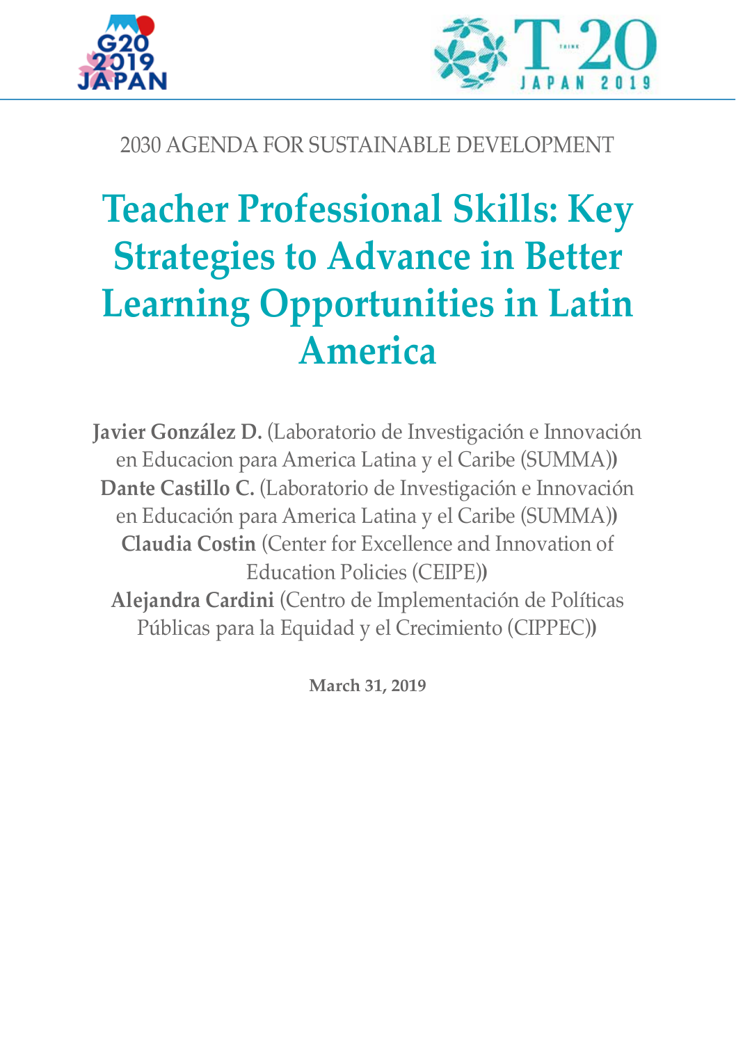2030 AGENDA FOR SUSTAINABLE DEVELOPMENT

# Teacher Professional Skills: Key Strategies to Advance in Better Learning Opportunities in Latin America

**Javier González D.** (Laboratorio de Investigación e Innovación en Educacion para America Latina y el Caribe (SUMMA)**)**
**Dante Castillo C.** (Laboratorio de Investigación e Innovación en Educación para America Latina y el Caribe (SUMMA)**)**
**Claudia Costin** (Center for Excellence and Innovation of Education Policies (CEIPE)**)**
**Alejandra Cardini** (Centro de Implementación de Políticas Públicas para la Equidad y el Crecimiento (CIPPEC)**)**

**March 31, 2019**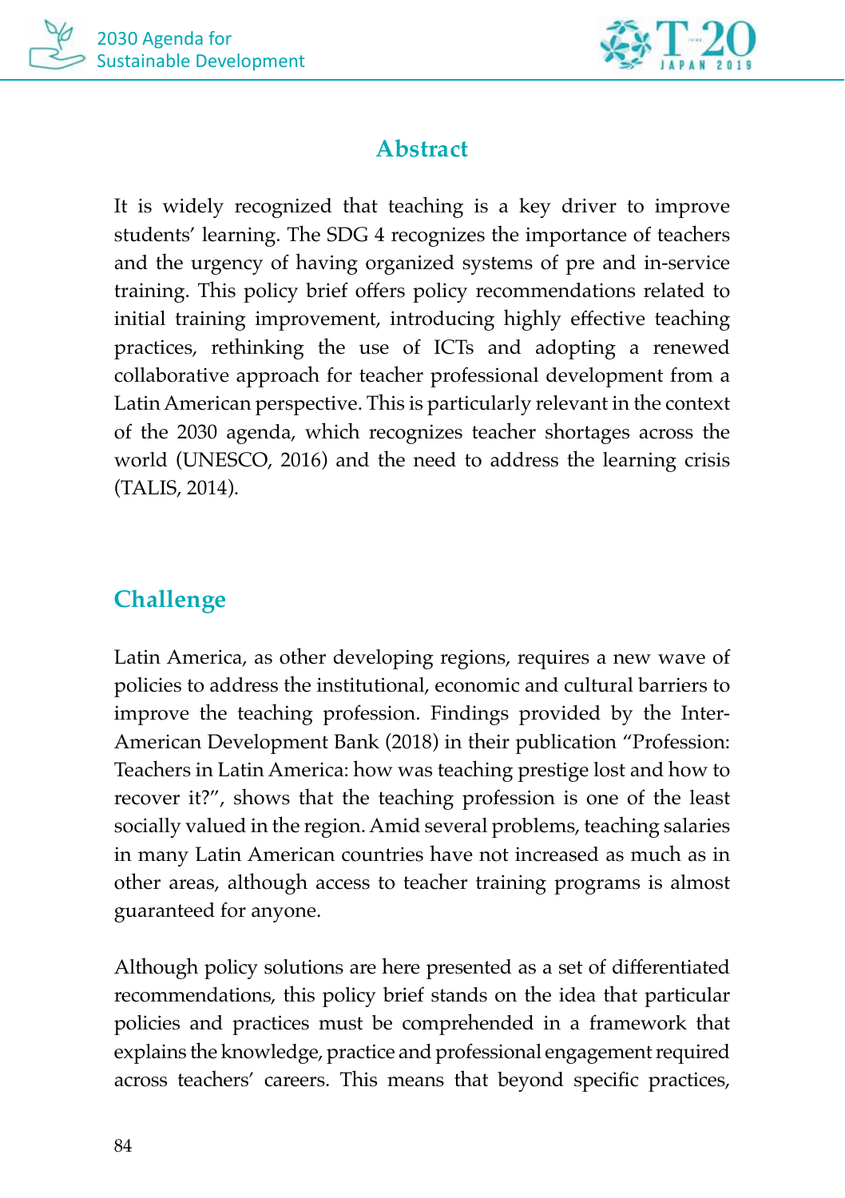## Abstract

It is widely recognized that teaching is a key driver to improve students' learning. The SDG 4 recognizes the importance of teachers and the urgency of having organized systems of pre and in-service training. This policy brief offers policy recommendations related to initial training improvement, introducing highly effective teaching practices, rethinking the use of ICTs and adopting a renewed collaborative approach for teacher professional development from a Latin American perspective. This is particularly relevant in the context of the 2030 agenda, which recognizes teacher shortages across the world (UNESCO, 2016) and the need to address the learning crisis (TALIS, 2014).

## Challenge

Latin America, as other developing regions, requires a new wave of policies to address the institutional, economic and cultural barriers to improve the teaching profession. Findings provided by the Inter-American Development Bank (2018) in their publication "Profession: Teachers in Latin America: how was teaching prestige lost and how to recover it?", shows that the teaching profession is one of the least socially valued in the region. Amid several problems, teaching salaries in many Latin American countries have not increased as much as in other areas, although access to teacher training programs is almost guaranteed for anyone.

Although policy solutions are here presented as a set of differentiated recommendations, this policy brief stands on the idea that particular policies and practices must be comprehended in a framework that explains the knowledge, practice and professional engagement required across teachers' careers. This means that beyond specific practices,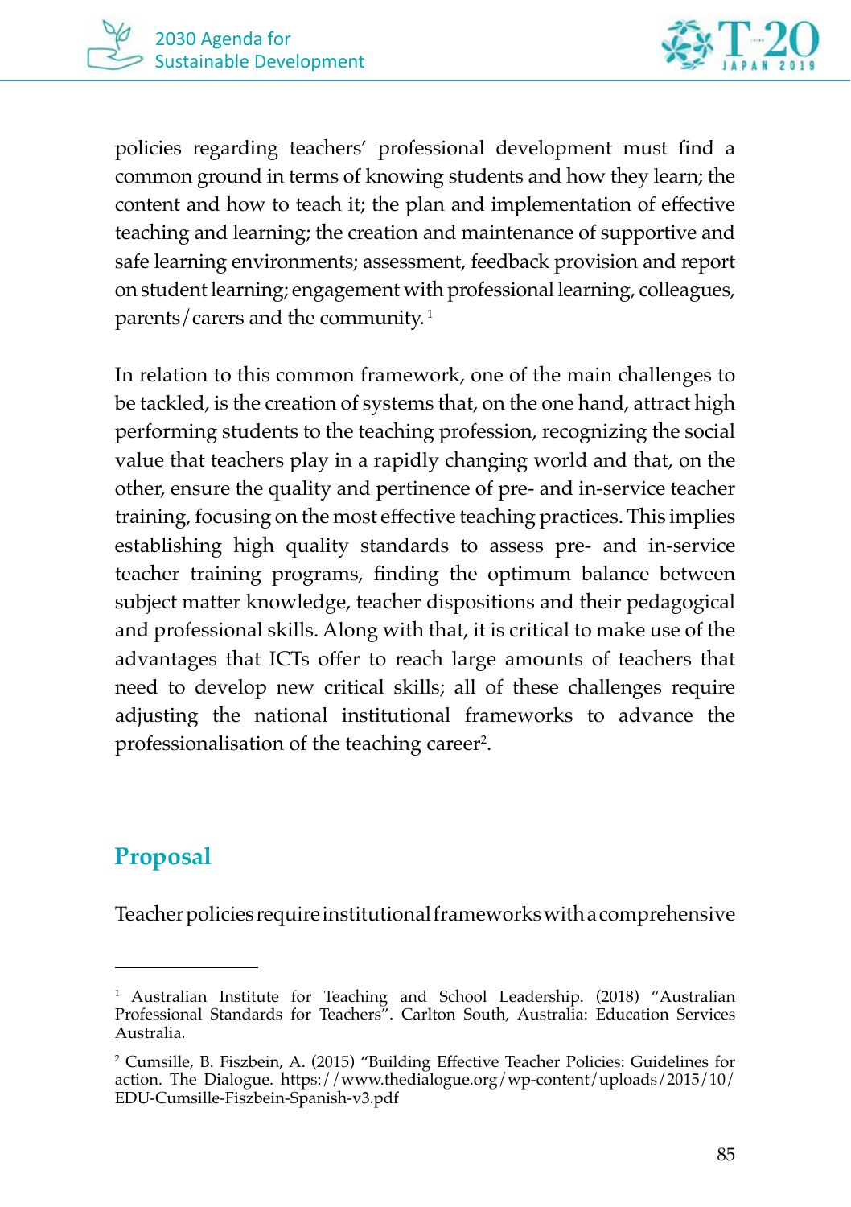policies regarding teachers' professional development must find a common ground in terms of knowing students and how they learn; the content and how to teach it; the plan and implementation of effective teaching and learning; the creation and maintenance of supportive and safe learning environments; assessment, feedback provision and report on student learning; engagement with professional learning, colleagues, parents/carers and the community. [1]

In relation to this common framework, one of the main challenges to be tackled, is the creation of systems that, on the one hand, attract high performing students to the teaching profession, recognizing the social value that teachers play in a rapidly changing world and that, on the other, ensure the quality and pertinence of pre- and in-service teacher training, focusing on the most effective teaching practices. This implies establishing high quality standards to assess pre- and in-service teacher training programs, finding the optimum balance between subject matter knowledge, teacher dispositions and their pedagogical and professional skills. Along with that, it is critical to make use of the advantages that ICTs offer to reach large amounts of teachers that need to develop new critical skills; all of these challenges require adjusting the national institutional frameworks to advance the professionalisation of the teaching career[2].

## Proposal

Teacher policies require institutional frameworks with a comprehensive

---

[1] Australian Institute for Teaching and School Leadership. (2018) "Australian Professional Standards for Teachers". Carlton South, Australia: Education Services Australia.

[2] Cumsille, B. Fiszbein, A. (2015) "Building Effective Teacher Policies: Guidelines for action. The Dialogue. https://www.thedialogue.org/wp-content/uploads/2015/10/EDU-Cumsille-Fiszbein-Spanish-v3.pdf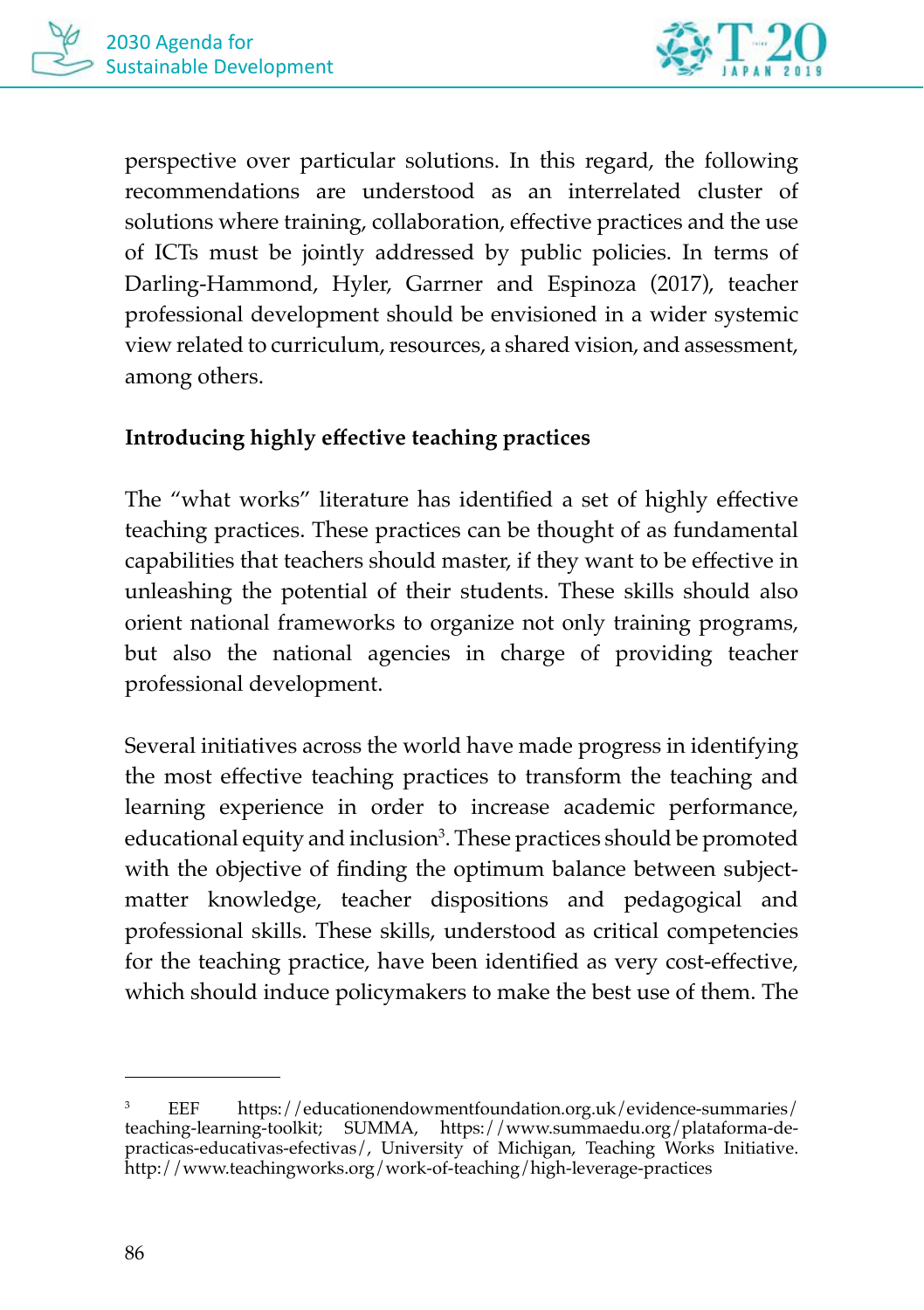perspective over particular solutions. In this regard, the following recommendations are understood as an interrelated cluster of solutions where training, collaboration, effective practices and the use of ICTs must be jointly addressed by public policies. In terms of Darling-Hammond, Hyler, Garrner and Espinoza (2017), teacher professional development should be envisioned in a wider systemic view related to curriculum, resources, a shared vision, and assessment, among others.

**Introducing highly effective teaching practices**

The "what works" literature has identified a set of highly effective teaching practices. These practices can be thought of as fundamental capabilities that teachers should master, if they want to be effective in unleashing the potential of their students. These skills should also orient national frameworks to organize not only training programs, but also the national agencies in charge of providing teacher professional development.

Several initiatives across the world have made progress in identifying the most effective teaching practices to transform the teaching and learning experience in order to increase academic performance, educational equity and inclusion[3]. These practices should be promoted with the objective of finding the optimum balance between subject-matter knowledge, teacher dispositions and pedagogical and professional skills. These skills, understood as critical competencies for the teaching practice, have been identified as very cost-effective, which should induce policymakers to make the best use of them. The

---

[3] EEF https://educationendowmentfoundation.org.uk/evidence-summaries/teaching-learning-toolkit; SUMMA, https://www.summaedu.org/plataforma-de-practicas-educativas-efectivas/, University of Michigan, Teaching Works Initiative. http://www.teachingworks.org/work-of-teaching/high-leverage-practices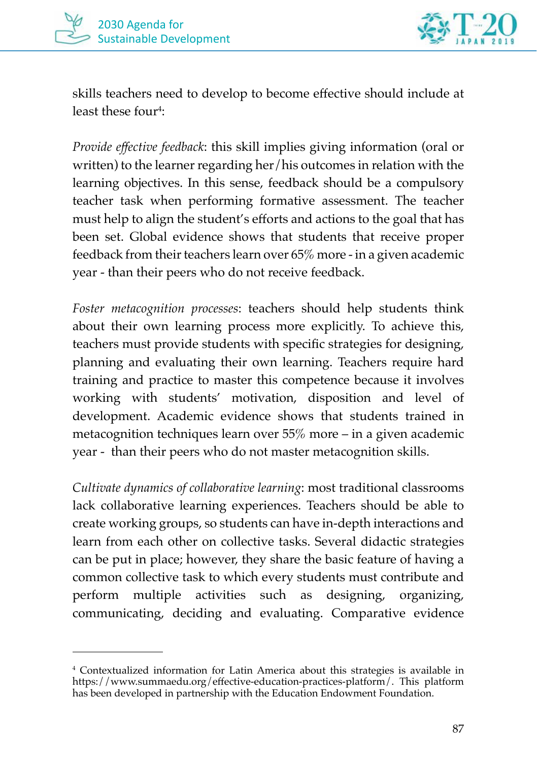skills teachers need to develop to become effective should include at least these four[4]:

*Provide effective feedback*: this skill implies giving information (oral or written) to the learner regarding her/his outcomes in relation with the learning objectives. In this sense, feedback should be a compulsory teacher task when performing formative assessment. The teacher must help to align the student's efforts and actions to the goal that has been set. Global evidence shows that students that receive proper feedback from their teachers learn over 65% more - in a given academic year - than their peers who do not receive feedback.

*Foster metacognition processes*: teachers should help students think about their own learning process more explicitly. To achieve this, teachers must provide students with specific strategies for designing, planning and evaluating their own learning. Teachers require hard training and practice to master this competence because it involves working with students' motivation, disposition and level of development. Academic evidence shows that students trained in metacognition techniques learn over 55% more – in a given academic year - than their peers who do not master metacognition skills.

*Cultivate dynamics of collaborative learning*: most traditional classrooms lack collaborative learning experiences. Teachers should be able to create working groups, so students can have in-depth interactions and learn from each other on collective tasks. Several didactic strategies can be put in place; however, they share the basic feature of having a common collective task to which every students must contribute and perform multiple activities such as designing, organizing, communicating, deciding and evaluating. Comparative evidence

---

[4] Contextualized information for Latin America about this strategies is available in https://www.summaedu.org/effective-education-practices-platform/. This platform has been developed in partnership with the Education Endowment Foundation.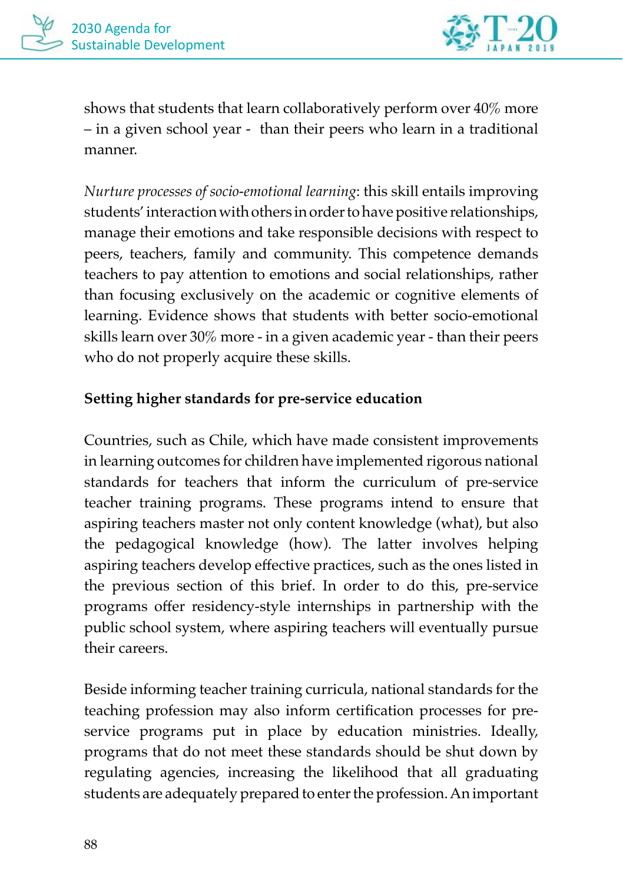shows that students that learn collaboratively perform over 40% more – in a given school year - than their peers who learn in a traditional manner.

*Nurture processes of socio-emotional learning*: this skill entails improving students' interaction with others in order to have positive relationships, manage their emotions and take responsible decisions with respect to peers, teachers, family and community. This competence demands teachers to pay attention to emotions and social relationships, rather than focusing exclusively on the academic or cognitive elements of learning. Evidence shows that students with better socio-emotional skills learn over 30% more - in a given academic year - than their peers who do not properly acquire these skills.

**Setting higher standards for pre-service education**

Countries, such as Chile, which have made consistent improvements in learning outcomes for children have implemented rigorous national standards for teachers that inform the curriculum of pre-service teacher training programs. These programs intend to ensure that aspiring teachers master not only content knowledge (what), but also the pedagogical knowledge (how). The latter involves helping aspiring teachers develop effective practices, such as the ones listed in the previous section of this brief. In order to do this, pre-service programs offer residency-style internships in partnership with the public school system, where aspiring teachers will eventually pursue their careers.

Beside informing teacher training curricula, national standards for the teaching profession may also inform certification processes for pre-service programs put in place by education ministries. Ideally, programs that do not meet these standards should be shut down by regulating agencies, increasing the likelihood that all graduating students are adequately prepared to enter the profession. An important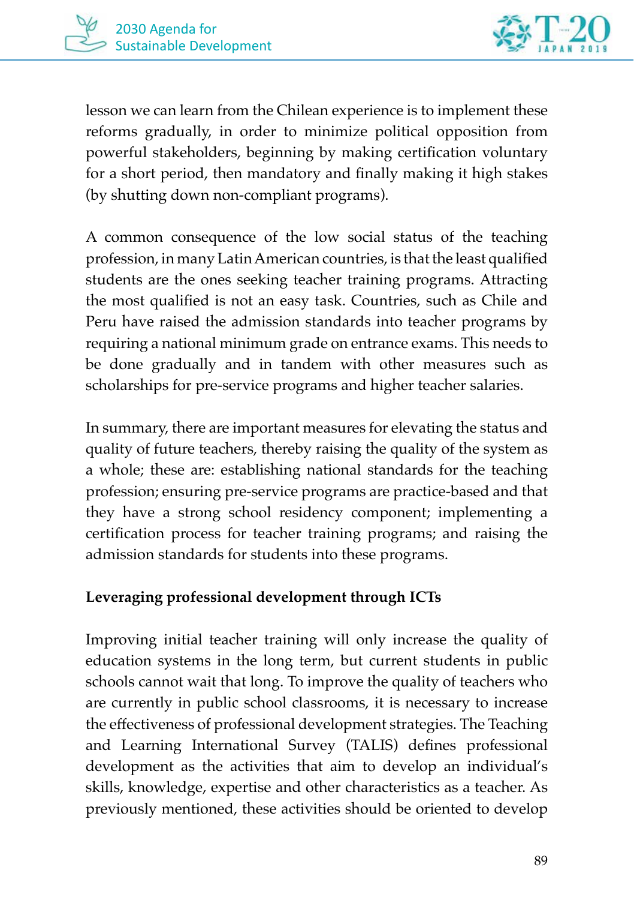lesson we can learn from the Chilean experience is to implement these reforms gradually, in order to minimize political opposition from powerful stakeholders, beginning by making certification voluntary for a short period, then mandatory and finally making it high stakes (by shutting down non-compliant programs).

A common consequence of the low social status of the teaching profession, in many Latin American countries, is that the least qualified students are the ones seeking teacher training programs. Attracting the most qualified is not an easy task. Countries, such as Chile and Peru have raised the admission standards into teacher programs by requiring a national minimum grade on entrance exams. This needs to be done gradually and in tandem with other measures such as scholarships for pre-service programs and higher teacher salaries.

In summary, there are important measures for elevating the status and quality of future teachers, thereby raising the quality of the system as a whole; these are: establishing national standards for the teaching profession; ensuring pre-service programs are practice-based and that they have a strong school residency component; implementing a certification process for teacher training programs; and raising the admission standards for students into these programs.

**Leveraging professional development through ICTs**

Improving initial teacher training will only increase the quality of education systems in the long term, but current students in public schools cannot wait that long. To improve the quality of teachers who are currently in public school classrooms, it is necessary to increase the effectiveness of professional development strategies. The Teaching and Learning International Survey (TALIS) defines professional development as the activities that aim to develop an individual's skills, knowledge, expertise and other characteristics as a teacher. As previously mentioned, these activities should be oriented to develop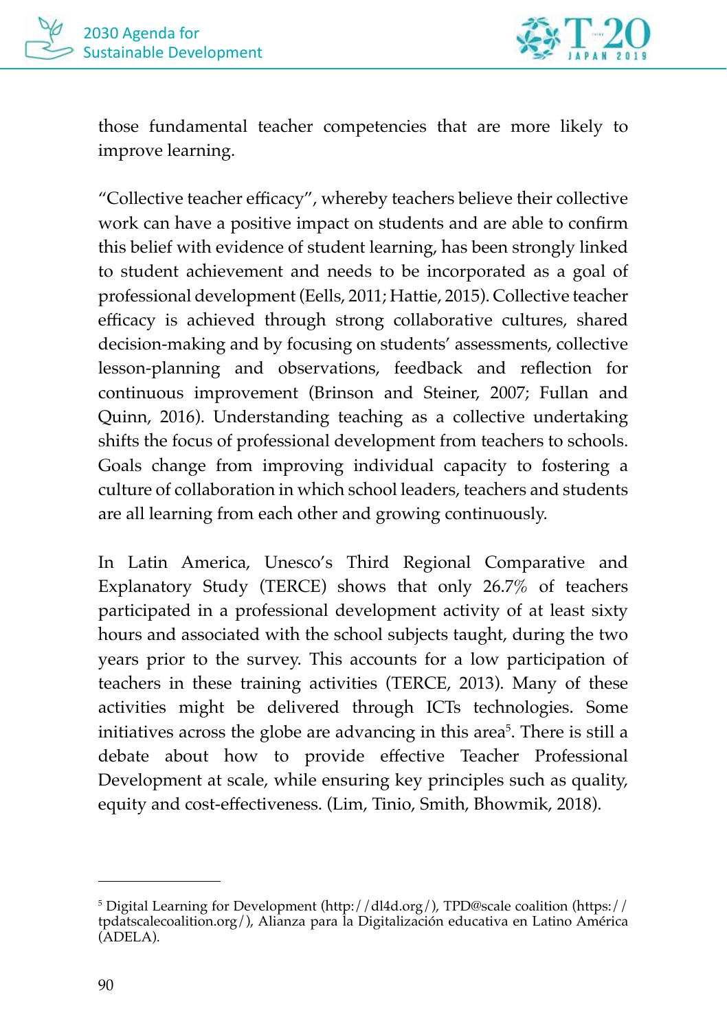those fundamental teacher competencies that are more likely to improve learning.

"Collective teacher efficacy", whereby teachers believe their collective work can have a positive impact on students and are able to confirm this belief with evidence of student learning, has been strongly linked to student achievement and needs to be incorporated as a goal of professional development (Eells, 2011; Hattie, 2015). Collective teacher efficacy is achieved through strong collaborative cultures, shared decision-making and by focusing on students' assessments, collective lesson-planning and observations, feedback and reflection for continuous improvement (Brinson and Steiner, 2007; Fullan and Quinn, 2016). Understanding teaching as a collective undertaking shifts the focus of professional development from teachers to schools. Goals change from improving individual capacity to fostering a culture of collaboration in which school leaders, teachers and students are all learning from each other and growing continuously.

In Latin America, Unesco's Third Regional Comparative and Explanatory Study (TERCE) shows that only 26.7% of teachers participated in a professional development activity of at least sixty hours and associated with the school subjects taught, during the two years prior to the survey. This accounts for a low participation of teachers in these training activities (TERCE, 2013). Many of these activities might be delivered through ICTs technologies. Some initiatives across the globe are advancing in this area[5]. There is still a debate about how to provide effective Teacher Professional Development at scale, while ensuring key principles such as quality, equity and cost-effectiveness. (Lim, Tinio, Smith, Bhowmik, 2018).

---

[5] Digital Learning for Development (http://dl4d.org/), TPD@scale coalition (https://tpdatscalecoalition.org/), Alianza para la Digitalización educativa en Latino América (ADELA).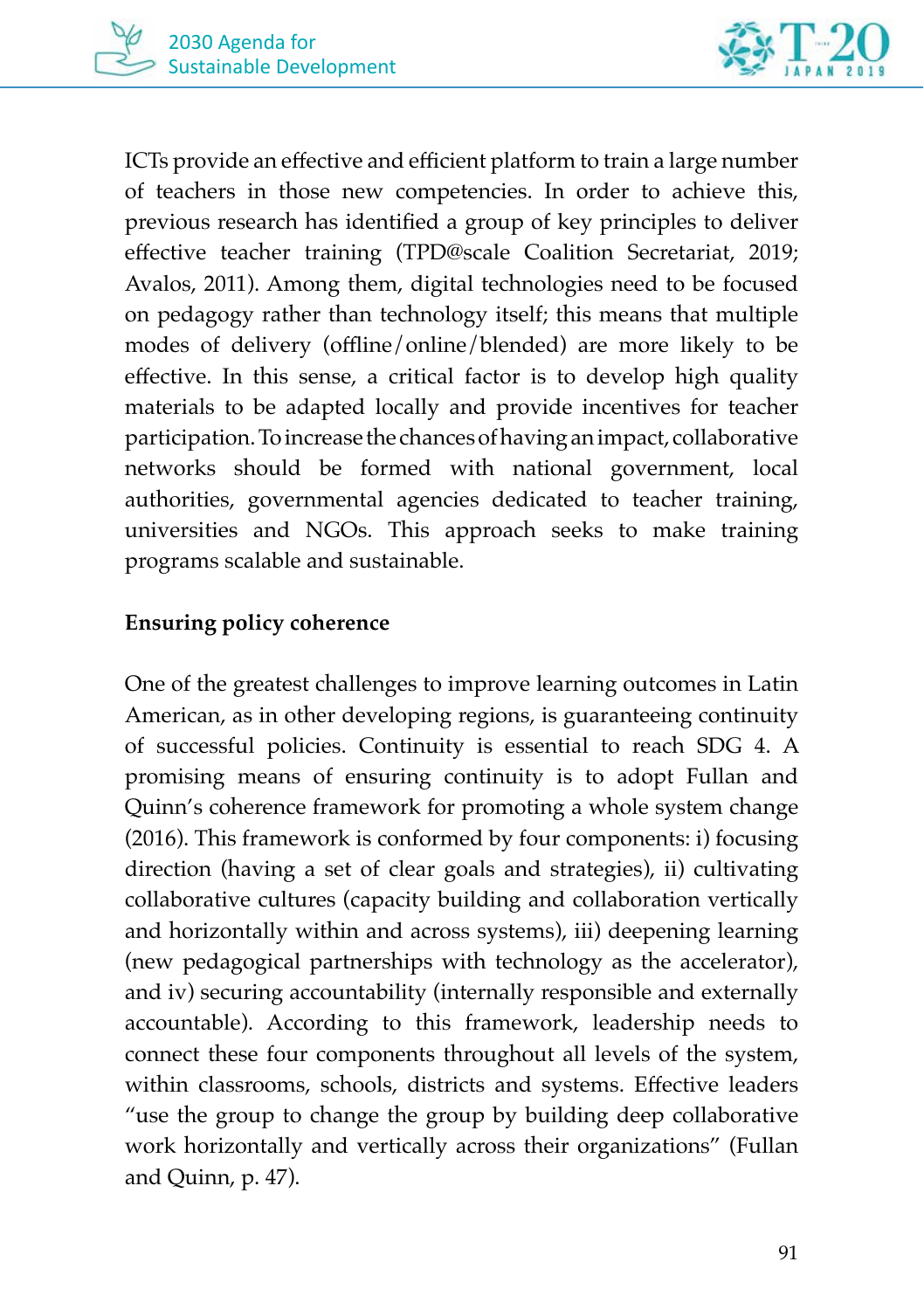ICTs provide an effective and efficient platform to train a large number of teachers in those new competencies. In order to achieve this, previous research has identified a group of key principles to deliver effective teacher training (TPD@scale Coalition Secretariat, 2019; Avalos, 2011). Among them, digital technologies need to be focused on pedagogy rather than technology itself; this means that multiple modes of delivery (offline/online/blended) are more likely to be effective. In this sense, a critical factor is to develop high quality materials to be adapted locally and provide incentives for teacher participation. To increase the chances of having an impact, collaborative networks should be formed with national government, local authorities, governmental agencies dedicated to teacher training, universities and NGOs. This approach seeks to make training programs scalable and sustainable.

**Ensuring policy coherence**

One of the greatest challenges to improve learning outcomes in Latin American, as in other developing regions, is guaranteeing continuity of successful policies. Continuity is essential to reach SDG 4. A promising means of ensuring continuity is to adopt Fullan and Quinn's coherence framework for promoting a whole system change (2016). This framework is conformed by four components: i) focusing direction (having a set of clear goals and strategies), ii) cultivating collaborative cultures (capacity building and collaboration vertically and horizontally within and across systems), iii) deepening learning (new pedagogical partnerships with technology as the accelerator), and iv) securing accountability (internally responsible and externally accountable). According to this framework, leadership needs to connect these four components throughout all levels of the system, within classrooms, schools, districts and systems. Effective leaders "use the group to change the group by building deep collaborative work horizontally and vertically across their organizations" (Fullan and Quinn, p. 47).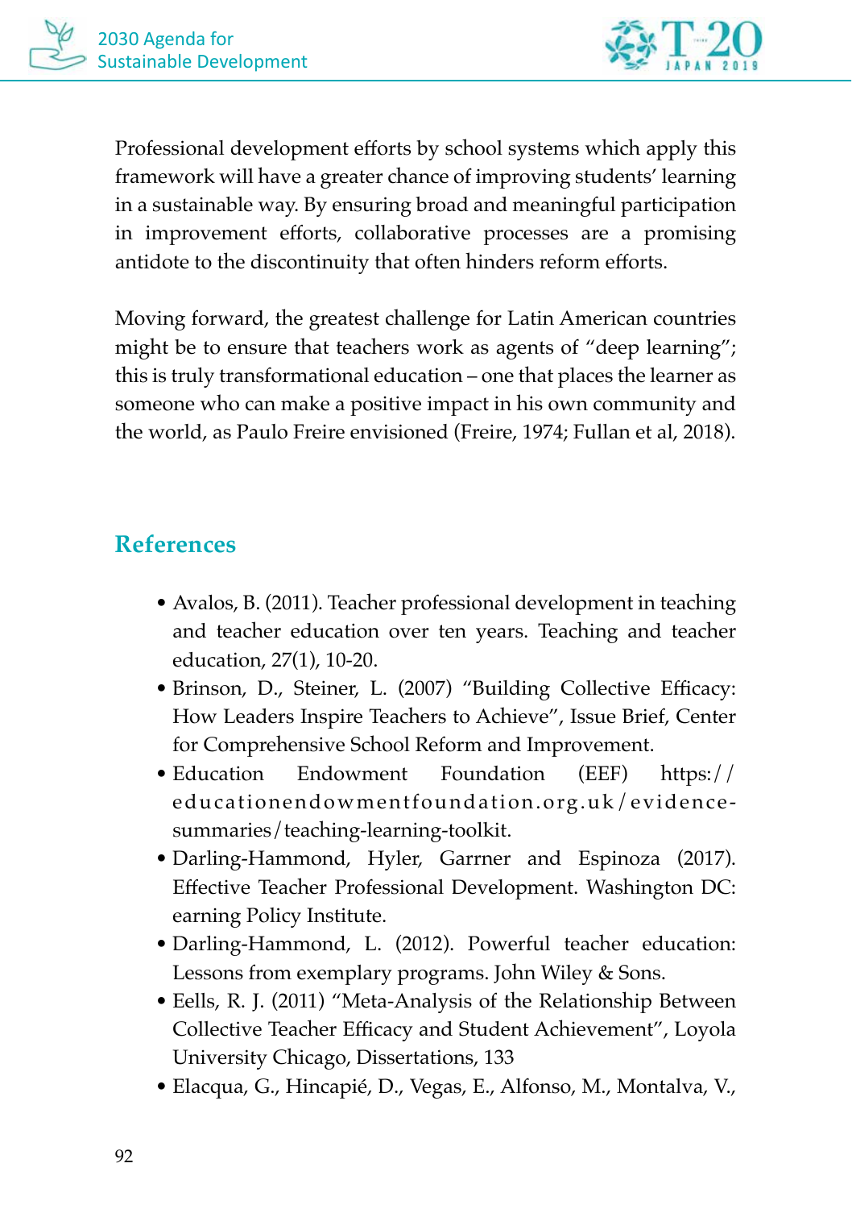Professional development efforts by school systems which apply this framework will have a greater chance of improving students' learning in a sustainable way. By ensuring broad and meaningful participation in improvement efforts, collaborative processes are a promising antidote to the discontinuity that often hinders reform efforts.

Moving forward, the greatest challenge for Latin American countries might be to ensure that teachers work as agents of "deep learning"; this is truly transformational education – one that places the learner as someone who can make a positive impact in his own community and the world, as Paulo Freire envisioned (Freire, 1974; Fullan et al, 2018).

## References

- Avalos, B. (2011). Teacher professional development in teaching and teacher education over ten years. Teaching and teacher education, 27(1), 10-20.
- Brinson, D., Steiner, L. (2007) "Building Collective Efficacy: How Leaders Inspire Teachers to Achieve", Issue Brief, Center for Comprehensive School Reform and Improvement.
- Education Endowment Foundation (EEF) https://educationendowmentfoundation.org.uk/evidence-summaries/teaching-learning-toolkit.
- Darling-Hammond, Hyler, Garrner and Espinoza (2017). Effective Teacher Professional Development. Washington DC: earning Policy Institute.
- Darling-Hammond, L. (2012). Powerful teacher education: Lessons from exemplary programs. John Wiley & Sons.
- Eells, R. J. (2011) "Meta-Analysis of the Relationship Between Collective Teacher Efficacy and Student Achievement", Loyola University Chicago, Dissertations, 133
- Elacqua, G., Hincapié, D., Vegas, E., Alfonso, M., Montalva, V.,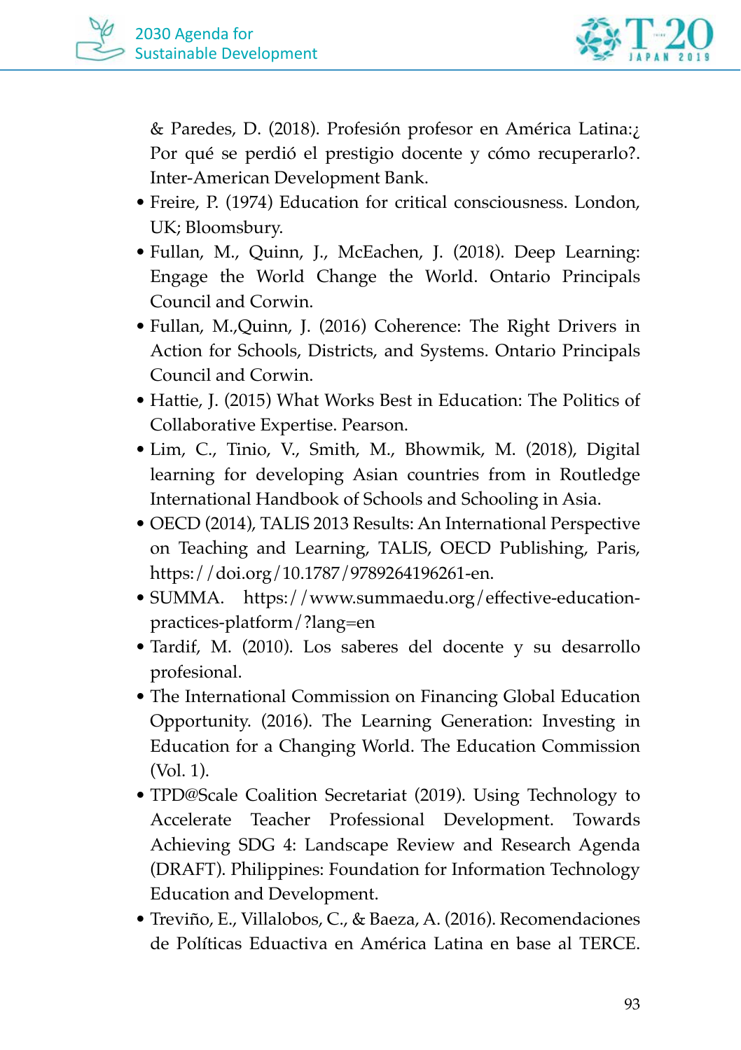& Paredes, D. (2018). Profesión profesor en América Latina:¿ Por qué se perdió el prestigio docente y cómo recuperarlo?. Inter-American Development Bank.

- Freire, P. (1974) Education for critical consciousness. London, UK; Bloomsbury.
- Fullan, M., Quinn, J., McEachen, J. (2018). Deep Learning: Engage the World Change the World. Ontario Principals Council and Corwin.
- Fullan, M.,Quinn, J. (2016) Coherence: The Right Drivers in Action for Schools, Districts, and Systems. Ontario Principals Council and Corwin.
- Hattie, J. (2015) What Works Best in Education: The Politics of Collaborative Expertise. Pearson.
- Lim, C., Tinio, V., Smith, M., Bhowmik, M. (2018), Digital learning for developing Asian countries from in Routledge International Handbook of Schools and Schooling in Asia.
- OECD (2014), TALIS 2013 Results: An International Perspective on Teaching and Learning, TALIS, OECD Publishing, Paris, https://doi.org/10.1787/9789264196261-en.
- SUMMA. https://www.summaedu.org/effective-education-practices-platform/?lang=en
- Tardif, M. (2010). Los saberes del docente y su desarrollo profesional.
- The International Commission on Financing Global Education Opportunity. (2016). The Learning Generation: Investing in Education for a Changing World. The Education Commission (Vol. 1).
- TPD@Scale Coalition Secretariat (2019). Using Technology to Accelerate Teacher Professional Development. Towards Achieving SDG 4: Landscape Review and Research Agenda (DRAFT). Philippines: Foundation for Information Technology Education and Development.
- Treviño, E., Villalobos, C., & Baeza, A. (2016). Recomendaciones de Políticas Eduactiva en América Latina en base al TERCE.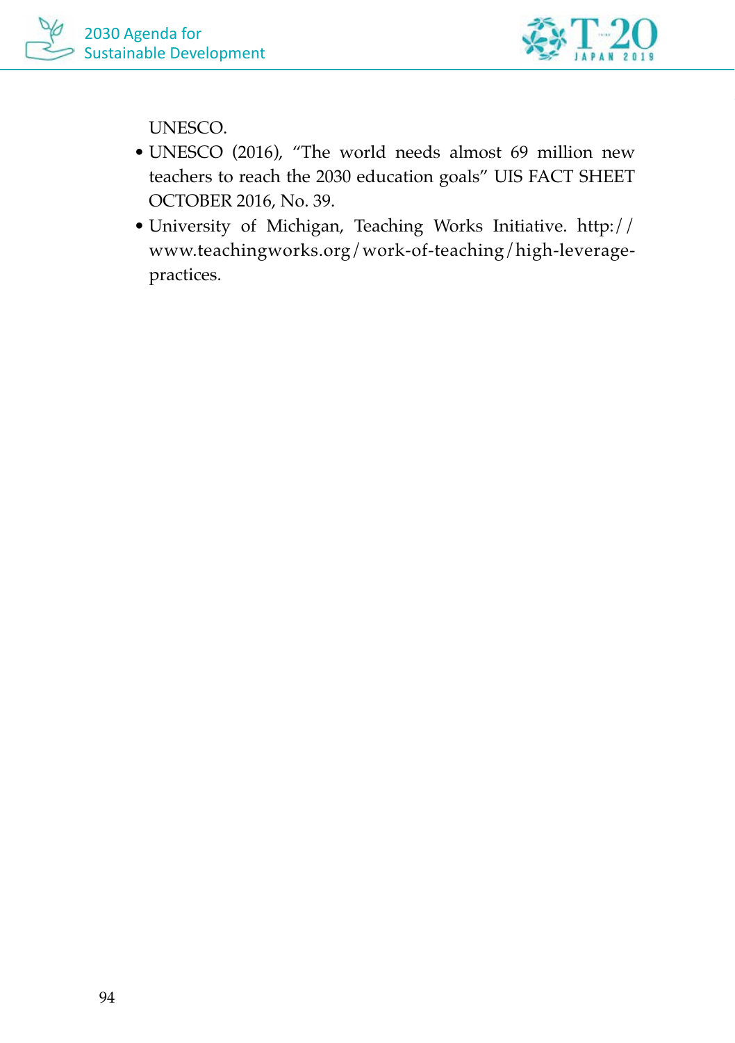UNESCO.

- UNESCO (2016), "The world needs almost 69 million new teachers to reach the 2030 education goals" UIS FACT SHEET OCTOBER 2016, No. 39.
- University of Michigan, Teaching Works Initiative. http://www.teachingworks.org/work-of-teaching/high-leverage-practices.